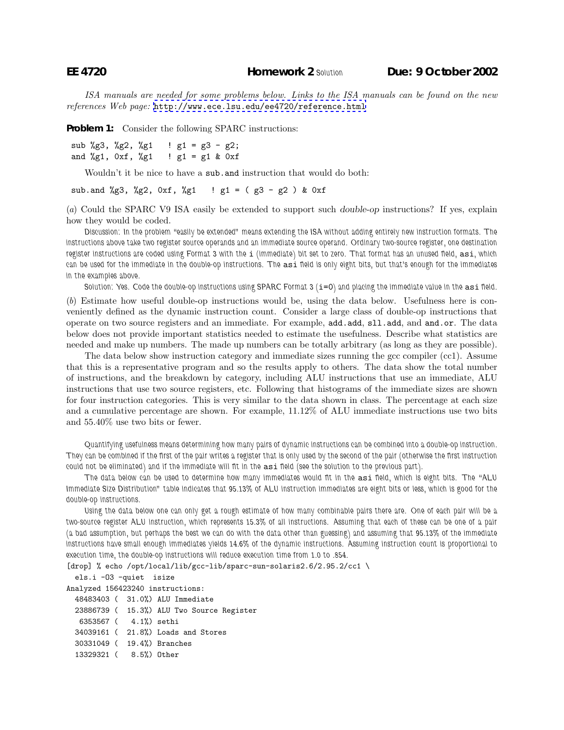**EE 4720** **Homework 2** Solution **Due: 9 October 2002**

*ISA manuals are needed for some problems below. Links to the ISA manuals can be found on the new references Web page:* http://www.ece.lsu.edu/ee4720/reference.html

**Problem 1:** Consider the following SPARC instructions:

```
sub %g3, %g2, %g1    ! g1 = g3 - g2;
and %g1, 0xf, %g1    ! g1 = g1 & 0xf
```

Wouldn't it be nice to have a `sub.and` instruction that would do both:

```
sub.and %g3, %g2, 0xf, %g1    ! g1 = ( g3 - g2 ) & 0xf
```

(*a*) Could the SPARC V9 ISA easily be extended to support such *double-op* instructions? If yes, explain how they would be coded.

*Discussion: In the problem "easily be extended" means extending the ISA without adding entirely new instruction formats. The instructions above take two register source operands and an immediate source operand. Ordinary two-source register, one destination register instructions are coded using Format 3 with the* `i` *(immediate) bit set to zero. That format has an unused field,* `asi`*, which can be used for the immediate in the double-op instructions. The* `asi` *field is only eight bits, but that's enough for the immediates in the examples above.*

*Solution: Yes. Code the double-op instructions using SPARC Format 3 (*`i=0`*) and placing the immediate value in the* `asi` *field.*

(*b*) Estimate how useful double-op instructions would be, using the data below. Usefulness here is conveniently defined as the dynamic instruction count. Consider a large class of double-op instructions that operate on two source registers and an immediate. For example, `add.add`, `sll.add`, and `and.or`. The data below does not provide important statistics needed to estimate the usefulness. Describe what statistics are needed and make up numbers. The made up numbers can be totally arbitrary (as long as they are possible).

The data below show instruction category and immediate sizes running the gcc compiler (cc1). Assume that this is a representative program and so the results apply to others. The data show the total number of instructions, and the breakdown by category, including ALU instructions that use an immediate, ALU instructions that use two source registers, etc. Following that histograms of the immediate sizes are shown for four instruction categories. This is very similar to the data shown in class. The percentage at each size and a cumulative percentage are shown. For example, 11.12% of ALU immediate instructions use two bits and 55.40% use two bits or fewer.

*Quantifying usefulness means determining how many pairs of dynamic instructions can be combined into a double-op instruction. They can be combined if the first of the pair writes a register that is only used by the second of the pair (otherwise the first instruction could not be eliminated) and if the immediate will fit in the* `asi` *field (see the solution to the previous part).*

*The data below can be used to determine how many immediates would fit in the* `asi` *field, which is eight bits. The "ALU Immediate Size Distribution" table indicates that 95.13% of ALU instruction immediates are eight bits or less, which is good for the double-op instructions.*

*Using the data below one can only get a rough estimate of how many combinable pairs there are. One of each pair will be a two-source register ALU instruction, which represents 15.3% of all instructions. Assuming that each of these can be one of a pair (a bad assumption, but perhaps the best we can do with the data other than guessing) and assuming that 95.13% of the immediate instructions have small enough immediates yields 14.6% of the dynamic instructions. Assuming instruction count is proportional to execution time, the double-op instructions will reduce execution time from 1.0 to .854.*

```
[drop] % echo /opt/local/lib/gcc-lib/sparc-sun-solaris2.6/2.95.2/cc1 \
  els.i -O3 -quiet  isize
Analyzed 156423240 instructions:
  48483403 (  31.0%) ALU Immediate
  23886739 (  15.3%) ALU Two Source Register
   6353567 (   4.1%) sethi
  34039161 (  21.8%) Loads and Stores
  30331049 (  19.4%) Branches
  13329321 (   8.5%) Other
```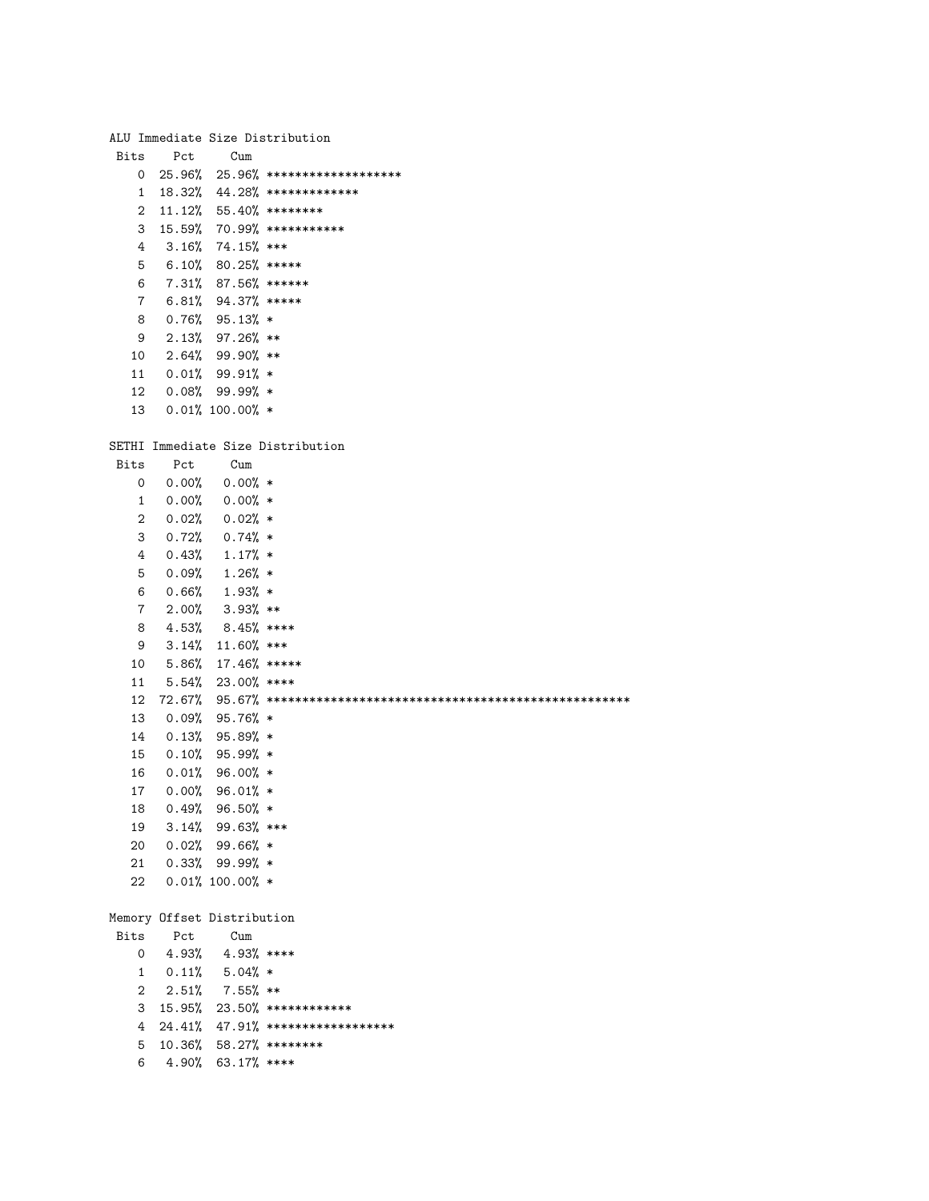```
ALU Immediate Size Distribution
 Bits    Pct     Cum
    0  25.96%  25.96% *******************
    1  18.32%  44.28% *************
    2  11.12%  55.40% ********
    3  15.59%  70.99% ***********
    4   3.16%  74.15% ***
    5   6.10%  80.25% *****
    6   7.31%  87.56% ******
    7   6.81%  94.37% *****
    8   0.76%  95.13% *
    9   2.13%  97.26% **
   10   2.64%  99.90% **
   11   0.01%  99.91% *
   12   0.08%  99.99% *
   13   0.01% 100.00% *

SETHI Immediate Size Distribution
 Bits    Pct     Cum
    0   0.00%   0.00% *
    1   0.00%   0.00% *
    2   0.02%   0.02% *
    3   0.72%   0.74% *
    4   0.43%   1.17% *
    5   0.09%   1.26% *
    6   0.66%   1.93% *
    7   2.00%   3.93% **
    8   4.53%   8.45% ****
    9   3.14%  11.60% ***
   10   5.86%  17.46% *****
   11   5.54%  23.00% ****
   12  72.67%  95.67% ****************************************************
   13   0.09%  95.76% *
   14   0.13%  95.89% *
   15   0.10%  95.99% *
   16   0.01%  96.00% *
   17   0.00%  96.01% *
   18   0.49%  96.50% *
   19   3.14%  99.63% ***
   20   0.02%  99.66% *
   21   0.33%  99.99% *
   22   0.01% 100.00% *

Memory Offset Distribution
 Bits    Pct     Cum
    0   4.93%   4.93% ****
    1   0.11%   5.04% *
    2   2.51%   7.55% **
    3  15.95%  23.50% ************
    4  24.41%  47.91% ******************
    5  10.36%  58.27% ********
    6   4.90%  63.17% ****
```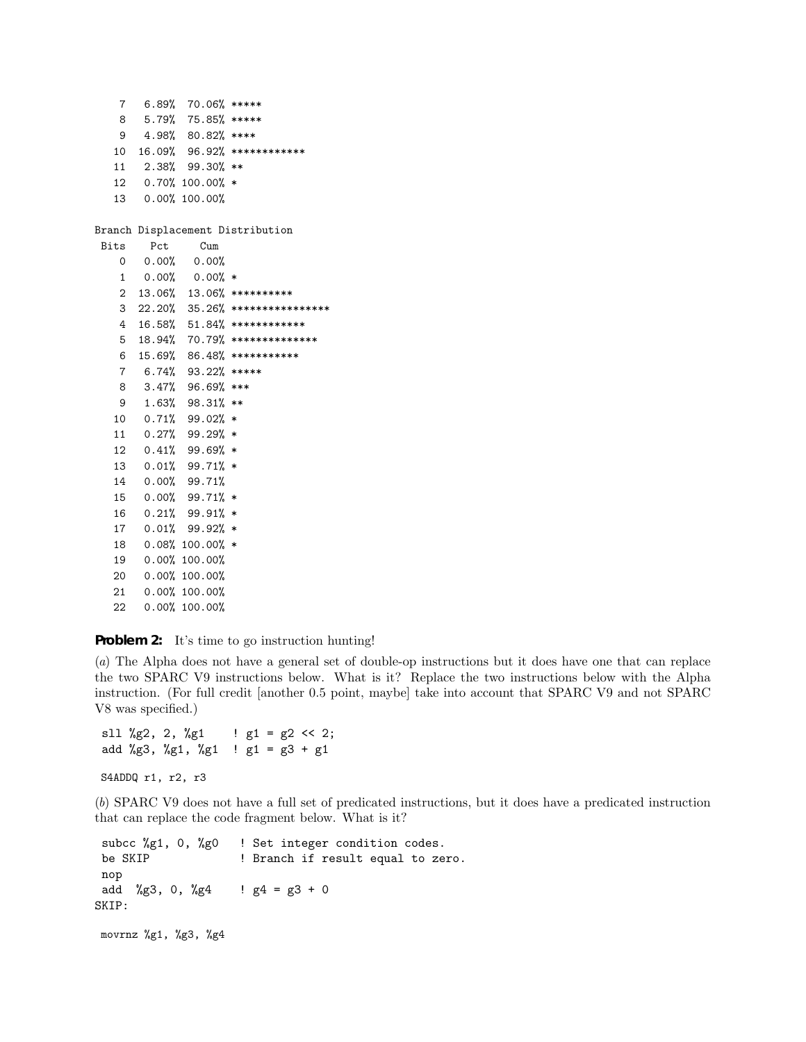```
   7   6.89%  70.06% *****
   8   5.79%  75.85% *****
   9   4.98%  80.82% ****
  10  16.09%  96.92% ************
  11   2.38%  99.30% **
  12   0.70% 100.00% *
  13   0.00% 100.00%

Branch Displacement Distribution
 Bits    Pct     Cum
   0   0.00%   0.00%
   1   0.00%   0.00% *
   2  13.06%  13.06% **********
   3  22.20%  35.26% ****************
   4  16.58%  51.84% ************
   5  18.94%  70.79% **************
   6  15.69%  86.48% ***********
   7   6.74%  93.22% *****
   8   3.47%  96.69% ***
   9   1.63%  98.31% **
  10   0.71%  99.02% *
  11   0.27%  99.29% *
  12   0.41%  99.69% *
  13   0.01%  99.71% *
  14   0.00%  99.71%
  15   0.00%  99.71% *
  16   0.21%  99.91% *
  17   0.01%  99.92% *
  18   0.08% 100.00% *
  19   0.00% 100.00%
  20   0.00% 100.00%
  21   0.00% 100.00%
  22   0.00% 100.00%
```

**Problem 2:** It's time to go instruction hunting!

(*a*) The Alpha does not have a general set of double-op instructions but it does have one that can replace the two SPARC V9 instructions below. What is it? Replace the two instructions below with the Alpha instruction. (For full credit [another 0.5 point, maybe] take into account that SPARC V9 and not SPARC V8 was specified.)

```
sll %g2, 2, %g1    ! g1 = g2 << 2;
add %g3, %g1, %g1  ! g1 = g3 + g1
```

```
S4ADDQ r1, r2, r3
```

(*b*) SPARC V9 does not have a full set of predicated instructions, but it does have a predicated instruction that can replace the code fragment below. What is it?

```
 subcc %g1, 0, %g0   ! Set integer condition codes.
 be SKIP             ! Branch if result equal to zero.
 nop
 add  %g3, 0, %g4    ! g4 = g3 + 0
SKIP:
```

```
movrnz %g1, %g3, %g4
```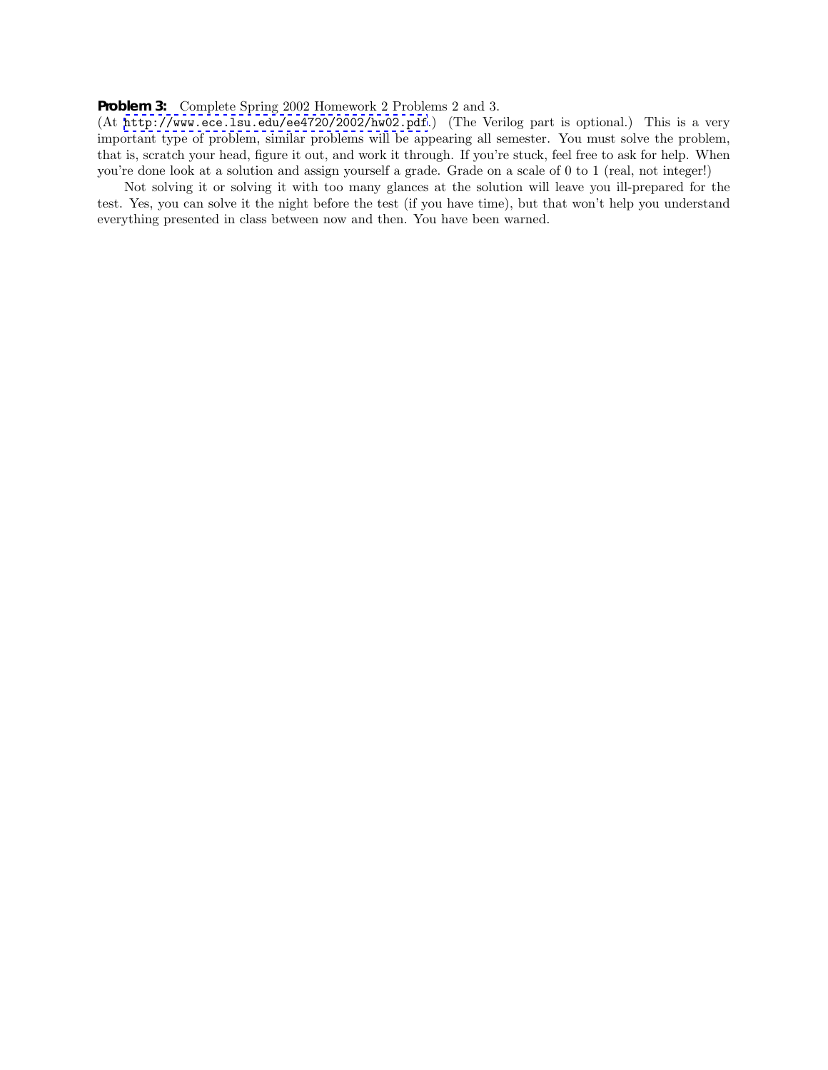**Problem 3:** Complete Spring 2002 Homework 2 Problems 2 and 3.
(At http://www.ece.lsu.edu/ee4720/2002/hw02.pdf.) (The Verilog part is optional.) This is a very important type of problem, similar problems will be appearing all semester. You must solve the problem, that is, scratch your head, figure it out, and work it through. If you're stuck, feel free to ask for help. When you're done look at a solution and assign yourself a grade. Grade on a scale of 0 to 1 (real, not integer!)

Not solving it or solving it with too many glances at the solution will leave you ill-prepared for the test. Yes, you can solve it the night before the test (if you have time), but that won't help you understand everything presented in class between now and then. You have been warned.